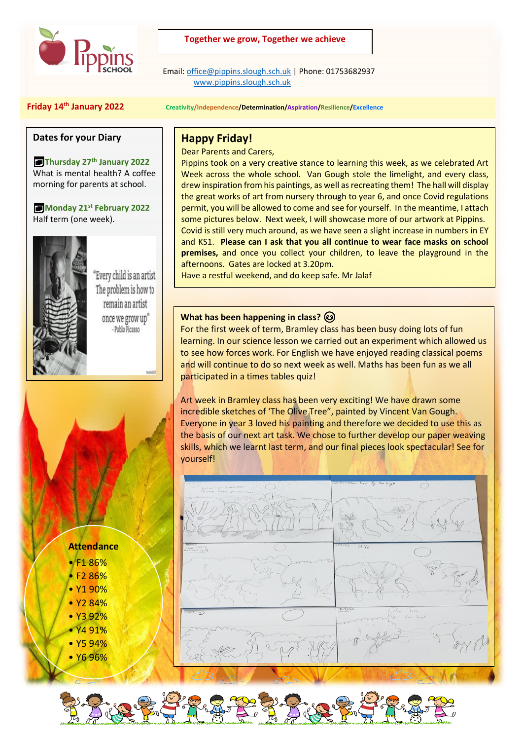**Together we grow, Together we achieve**

Email: office@pippins.slough.sch.uk | Phone: 01753682937
www.pippins.slough.sch.uk

**Friday 14th January 2022**

Creativity/Independence/Determination/Aspiration/Resilience/Excellence

## Dates for your Diary

**Thursday 27th January 2022**
What is mental health? A coffee morning for parents at school.

**Monday 21st February 2022**
Half term (one week).

"Every child is an artist. The problem is how to remain an artist once we grow up" - Pablo Picasso

## Happy Friday!

Dear Parents and Carers,

Pippins took on a very creative stance to learning this week, as we celebrated Art Week across the whole school. Van Gough stole the limelight, and every class, drew inspiration from his paintings, as well as recreating them! The hall will display the great works of art from nursery through to year 6, and once Covid regulations permit, you will be allowed to come and see for yourself. In the meantime, I attach some pictures below. Next week, I will showcase more of our artwork at Pippins. Covid is still very much around, as we have seen a slight increase in numbers in EY and KS1. **Please can I ask that you all continue to wear face masks on school premises,** and once you collect your children, to leave the playground in the afternoons. Gates are locked at 3.20pm.

Have a restful weekend, and do keep safe. Mr Jalaf

### What has been happening in class? 😉

For the first week of term, Bramley class has been busy doing lots of fun learning. In our science lesson we carried out an experiment which allowed us to see how forces work. For English we have enjoyed reading classical poems and will continue to do so next week as well. Maths has been fun as we all participated in a times tables quiz!

Art week in Bramley class has been very exciting! We have drawn some incredible sketches of 'The Olive Tree", painted by Vincent Van Gough. Everyone in year 3 loved his painting and therefore we decided to use this as the basis of our next art task. We chose to further develop our paper weaving skills, which we learnt last term, and our final pieces look spectacular! See for yourself!

### Attendance

- F1 86%
- F2 86%
- Y1 90%
- Y2 84%
- Y3 92%
- Y4 91%
- Y5 94%
- Y6 96%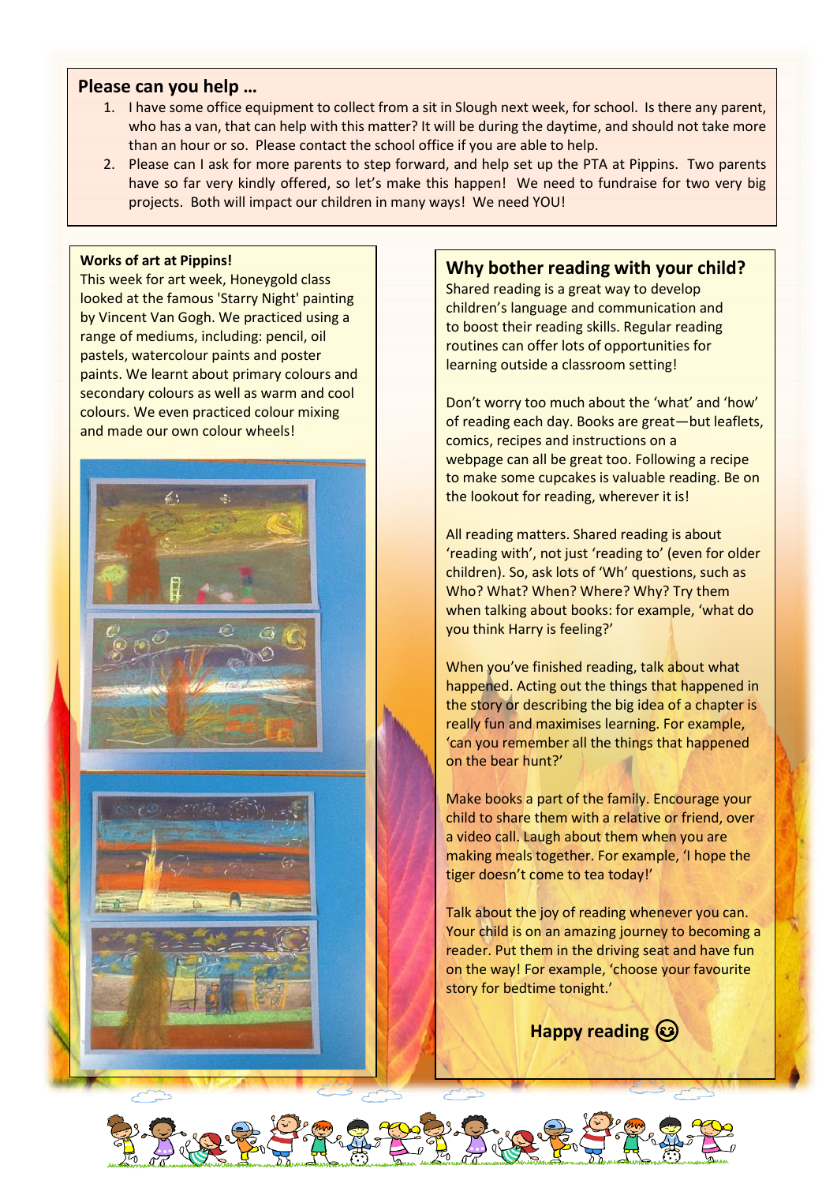## Please can you help …

1. I have some office equipment to collect from a sit in Slough next week, for school. Is there any parent, who has a van, that can help with this matter? It will be during the daytime, and should not take more than an hour or so. Please contact the school office if you are able to help.
2. Please can I ask for more parents to step forward, and help set up the PTA at Pippins. Two parents have so far very kindly offered, so let's make this happen! We need to fundraise for two very big projects. Both will impact our children in many ways! We need YOU!

**Works of art at Pippins!**

This week for art week, Honeygold class looked at the famous 'Starry Night' painting by Vincent Van Gogh. We practiced using a range of mediums, including: pencil, oil pastels, watercolour paints and poster paints. We learnt about primary colours and secondary colours as well as warm and cool colours. We even practiced colour mixing and made our own colour wheels!

## Why bother reading with your child?

Shared reading is a great way to develop children's language and communication and to boost their reading skills. Regular reading routines can offer lots of opportunities for learning outside a classroom setting!

Don't worry too much about the 'what' and 'how' of reading each day. Books are great—but leaflets, comics, recipes and instructions on a webpage can all be great too. Following a recipe to make some cupcakes is valuable reading. Be on the lookout for reading, wherever it is!

All reading matters. Shared reading is about 'reading with', not just 'reading to' (even for older children). So, ask lots of 'Wh' questions, such as Who? What? When? Where? Why? Try them when talking about books: for example, 'what do you think Harry is feeling?'

When you've finished reading, talk about what happened. Acting out the things that happened in the story or describing the big idea of a chapter is really fun and maximises learning. For example, 'can you remember all the things that happened on the bear hunt?'

Make books a part of the family. Encourage your child to share them with a relative or friend, over a video call. Laugh about them when you are making meals together. For example, 'I hope the tiger doesn't come to tea today!'

Talk about the joy of reading whenever you can. Your child is on an amazing journey to becoming a reader. Put them in the driving seat and have fun on the way! For example, 'choose your favourite story for bedtime tonight.'

**Happy reading** 😊